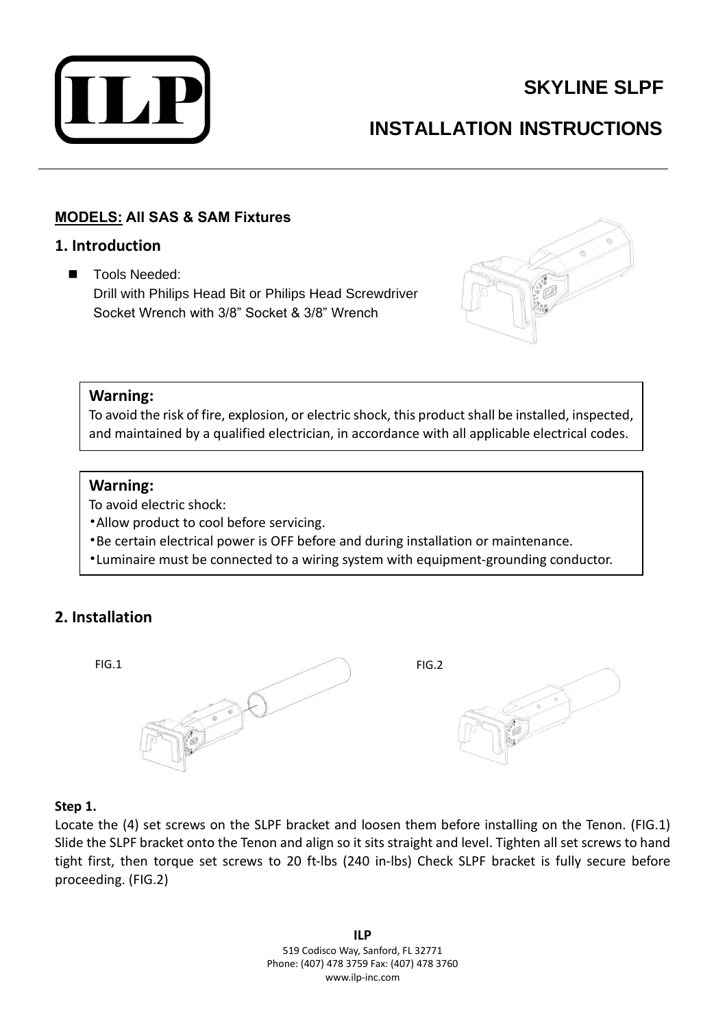# SKYLINE SLPF

# INSTALLATION INSTRUCTIONS

**MODELS: All SAS & SAM Fixtures**

## 1. Introduction

- Tools Needed:
  Drill with Philips Head Bit or Philips Head Screwdriver
  Socket Wrench with 3/8" Socket & 3/8" Wrench

**Warning:**
To avoid the risk of fire, explosion, or electric shock, this product shall be installed, inspected, and maintained by a qualified electrician, in accordance with all applicable electrical codes.

**Warning:**
To avoid electric shock:
- Allow product to cool before servicing.
- Be certain electrical power is OFF before and during installation or maintenance.
- Luminaire must be connected to a wiring system with equipment-grounding conductor.

## 2. Installation

FIG.1

FIG.2

**Step 1.**
Locate the (4) set screws on the SLPF bracket and loosen them before installing on the Tenon. (FIG.1) Slide the SLPF bracket onto the Tenon and align so it sits straight and level. Tighten all set screws to hand tight first, then torque set screws to 20 ft-lbs (240 in-lbs) Check SLPF bracket is fully secure before proceeding. (FIG.2)

**ILP**
519 Codisco Way, Sanford, FL 32771
Phone: (407) 478 3759 Fax: (407) 478 3760
www.ilp-inc.com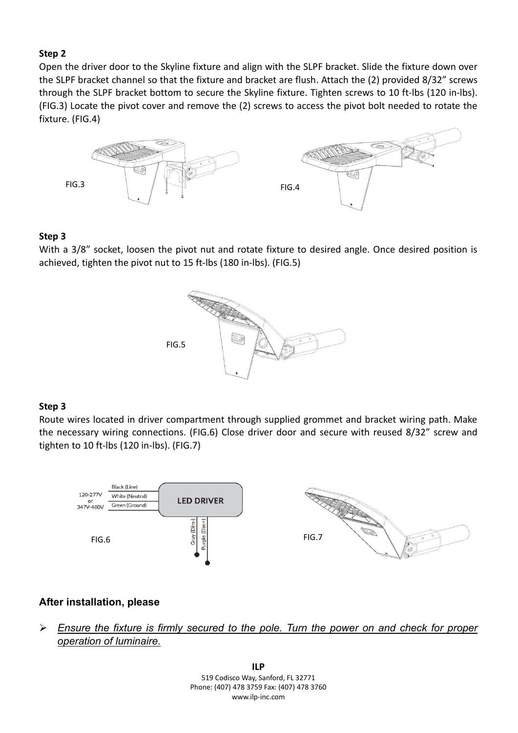**Step 2**

Open the driver door to the Skyline fixture and align with the SLPF bracket. Slide the fixture down over the SLPF bracket channel so that the fixture and bracket are flush. Attach the (2) provided 8/32" screws through the SLPF bracket bottom to secure the Skyline fixture. Tighten screws to 10 ft-lbs (120 in-lbs). (FIG.3) Locate the pivot cover and remove the (2) screws to access the pivot bolt needed to rotate the fixture. (FIG.4)

FIG.3

FIG.4

**Step 3**

With a 3/8" socket, loosen the pivot nut and rotate fixture to desired angle. Once desired position is achieved, tighten the pivot nut to 15 ft-lbs (180 in-lbs). (FIG.5)

FIG.5

**Step 3**

Route wires located in driver compartment through supplied grommet and bracket wiring path. Make the necessary wiring connections. (FIG.6) Close driver door and secure with reused 8/32" screw and tighten to 10 ft-lbs (120 in-lbs). (FIG.7)

120-277V
or
347V-480V

Black (Line)
White (Neutral)
Green (Ground)

LED DRIVER

Gray (Dim-)
Purple (Dim+)

FIG.6

FIG.7

### After installation, please

- *Ensure the fixture is firmly secured to the pole. Turn the power on and check for proper operation of luminaire.*

**ILP**
519 Codisco Way, Sanford, FL 32771
Phone: (407) 478 3759 Fax: (407) 478 3760
www.ilp-inc.com